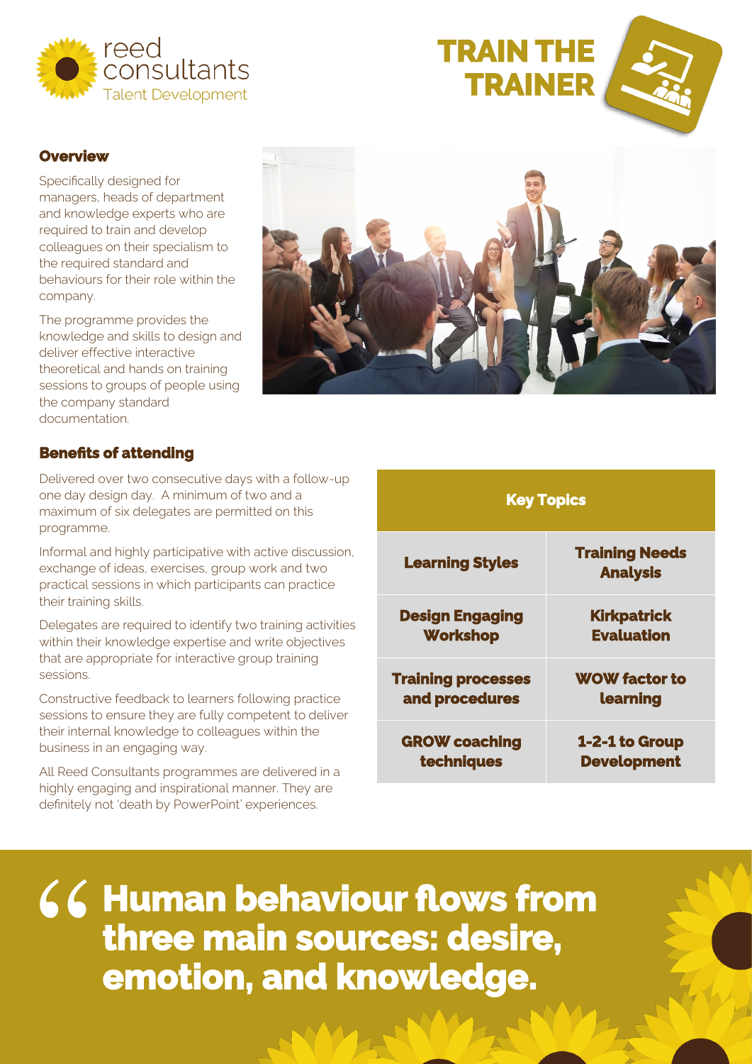reed consultants
Talent Development

# TRAIN THE TRAINER

## Overview

Specifically designed for managers, heads of department and knowledge experts who are required to train and develop colleagues on their specialism to the required standard and behaviours for their role within the company.

The programme provides the knowledge and skills to design and deliver effective interactive theoretical and hands on training sessions to groups of people using the company standard documentation.

## Benefits of attending

Delivered over two consecutive days with a follow-up one day design day. A minimum of two and a maximum of six delegates are permitted on this programme.

Informal and highly participative with active discussion, exchange of ideas, exercises, group work and two practical sessions in which participants can practice their training skills.

Delegates are required to identify two training activities within their knowledge expertise and write objectives that are appropriate for interactive group training sessions.

Constructive feedback to learners following practice sessions to ensure they are fully competent to deliver their internal knowledge to colleagues within the business in an engaging way.

All Reed Consultants programmes are delivered in a highly engaging and inspirational manner. They are definitely not 'death by PowerPoint' experiences.

| Key Topics | |
|---|---|
| **Learning Styles** | **Training Needs Analysis** |
| **Design Engaging Workshop** | **Kirkpatrick Evaluation** |
| **Training processes and procedures** | **WOW factor to learning** |
| **GROW coaching techniques** | **1-2-1 to Group Development** |

> **"Human behaviour flows from three main sources: desire, emotion, and knowledge.**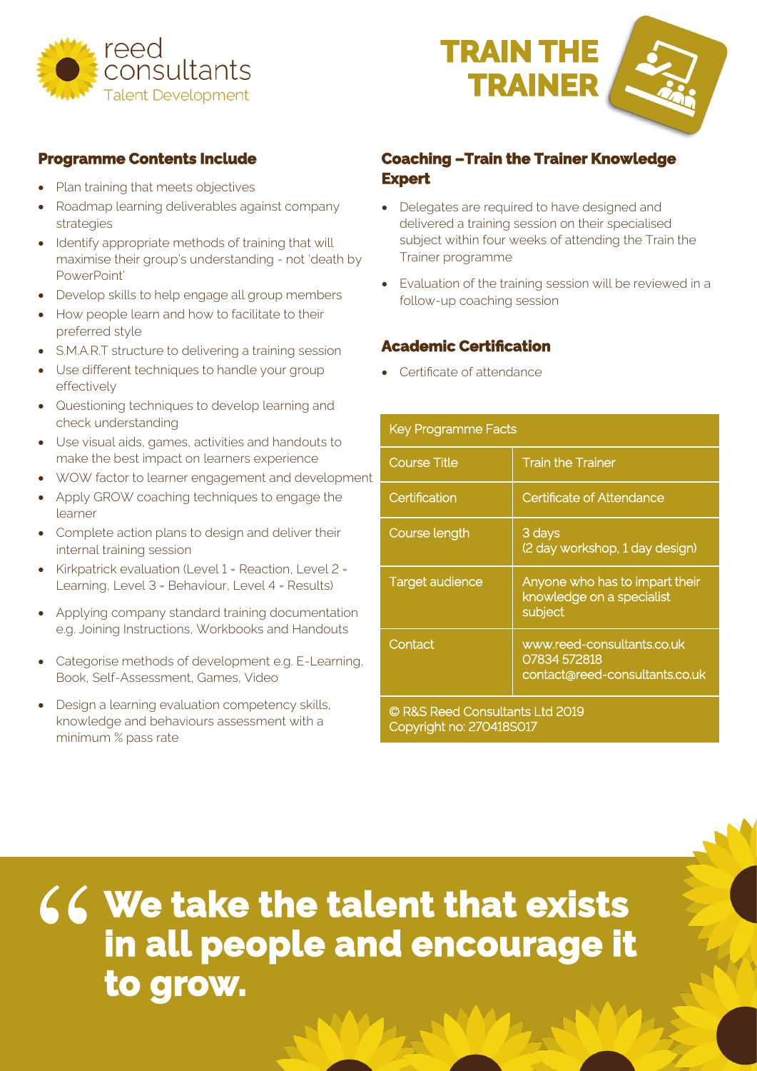reed consultants
Talent Development

# TRAIN THE TRAINER

## Programme Contents Include

- Plan training that meets objectives
- Roadmap learning deliverables against company strategies
- Identify appropriate methods of training that will maximise their group's understanding - not 'death by PowerPoint'
- Develop skills to help engage all group members
- How people learn and how to facilitate to their preferred style
- S.M.A.R.T structure to delivering a training session
- Use different techniques to handle your group effectively
- Questioning techniques to develop learning and check understanding
- Use visual aids, games, activities and handouts to make the best impact on learners experience
- WOW factor to learner engagement and development
- Apply GROW coaching techniques to engage the learner
- Complete action plans to design and deliver their internal training session
- Kirkpatrick evaluation (Level 1 = Reaction, Level 2 = Learning, Level 3 = Behaviour, Level 4 = Results)
- Applying company standard training documentation e.g. Joining Instructions, Workbooks and Handouts
- Categorise methods of development e.g. E-Learning, Book, Self-Assessment, Games, Video
- Design a learning evaluation competency skills, knowledge and behaviours assessment with a minimum % pass rate

## Coaching –Train the Trainer Knowledge Expert

- Delegates are required to have designed and delivered a training session on their specialised subject within four weeks of attending the Train the Trainer programme
- Evaluation of the training session will be reviewed in a follow-up coaching session

## Academic Certification

- Certificate of attendance

| Key Programme Facts | |
|---|---|
| Course Title | Train the Trainer |
| Certification | Certificate of Attendance |
| Course length | 3 days<br>(2 day workshop, 1 day design) |
| Target audience | Anyone who has to impart their knowledge on a specialist subject |
| Contact | www.reed-consultants.co.uk<br>07834 572818<br>contact@reed-consultants.co.uk |
| © R&S Reed Consultants Ltd 2019<br>Copyright no: 270418S017 | |

**“ We take the talent that exists in all people and encourage it to grow.**